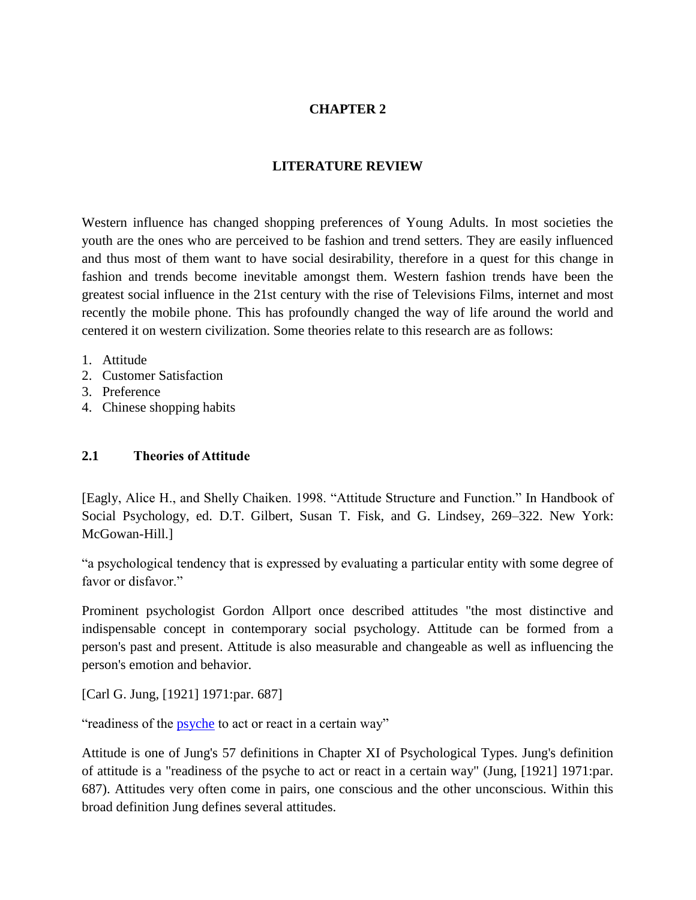# CHAPTER 2

# LITERATURE REVIEW

Western influence has changed shopping preferences of Young Adults. In most societies the youth are the ones who are perceived to be fashion and trend setters. They are easily influenced and thus most of them want to have social desirability, therefore in a quest for this change in fashion and trends become inevitable amongst them. Western fashion trends have been the greatest social influence in the 21st century with the rise of Televisions Films, internet and most recently the mobile phone. This has profoundly changed the way of life around the world and centered it on western civilization. Some theories relate to this research are as follows:

1. Attitude
2. Customer Satisfaction
3. Preference
4. Chinese shopping habits

## 2.1 Theories of Attitude

[Eagly, Alice H., and Shelly Chaiken. 1998. "Attitude Structure and Function." In Handbook of Social Psychology, ed. D.T. Gilbert, Susan T. Fisk, and G. Lindsey, 269–322. New York: McGowan-Hill.]

"a psychological tendency that is expressed by evaluating a particular entity with some degree of favor or disfavor."

Prominent psychologist Gordon Allport once described attitudes "the most distinctive and indispensable concept in contemporary social psychology. Attitude can be formed from a person's past and present. Attitude is also measurable and changeable as well as influencing the person's emotion and behavior.

[Carl G. Jung, [1921] 1971:par. 687]

"readiness of the psyche to act or react in a certain way"

Attitude is one of Jung's 57 definitions in Chapter XI of Psychological Types. Jung's definition of attitude is a "readiness of the psyche to act or react in a certain way" (Jung, [1921] 1971:par. 687). Attitudes very often come in pairs, one conscious and the other unconscious. Within this broad definition Jung defines several attitudes.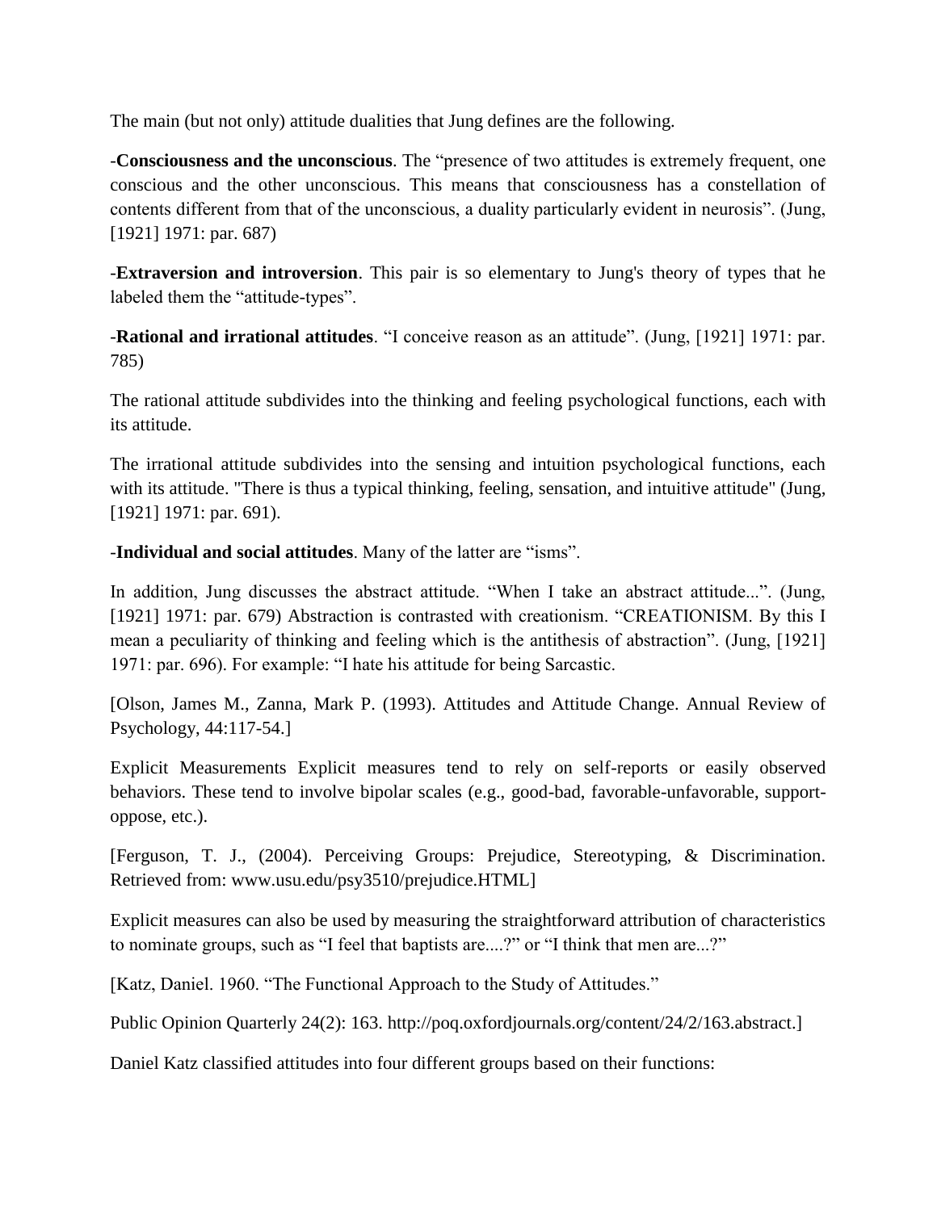The main (but not only) attitude dualities that Jung defines are the following.

-**Consciousness and the unconscious**. The "presence of two attitudes is extremely frequent, one conscious and the other unconscious. This means that consciousness has a constellation of contents different from that of the unconscious, a duality particularly evident in neurosis". (Jung, [1921] 1971: par. 687)

-**Extraversion and introversion**. This pair is so elementary to Jung's theory of types that he labeled them the "attitude-types".

-**Rational and irrational attitudes**. "I conceive reason as an attitude". (Jung, [1921] 1971: par. 785)

The rational attitude subdivides into the thinking and feeling psychological functions, each with its attitude.

The irrational attitude subdivides into the sensing and intuition psychological functions, each with its attitude. "There is thus a typical thinking, feeling, sensation, and intuitive attitude" (Jung, [1921] 1971: par. 691).

-**Individual and social attitudes**. Many of the latter are "isms".

In addition, Jung discusses the abstract attitude. "When I take an abstract attitude...". (Jung, [1921] 1971: par. 679) Abstraction is contrasted with creationism. "CREATIONISM. By this I mean a peculiarity of thinking and feeling which is the antithesis of abstraction". (Jung, [1921] 1971: par. 696). For example: "I hate his attitude for being Sarcastic.

[Olson, James M., Zanna, Mark P. (1993). Attitudes and Attitude Change. Annual Review of Psychology, 44:117-54.]

Explicit Measurements Explicit measures tend to rely on self-reports or easily observed behaviors. These tend to involve bipolar scales (e.g., good-bad, favorable-unfavorable, support-oppose, etc.).

[Ferguson, T. J., (2004). Perceiving Groups: Prejudice, Stereotyping, & Discrimination. Retrieved from: www.usu.edu/psy3510/prejudice.HTML]

Explicit measures can also be used by measuring the straightforward attribution of characteristics to nominate groups, such as "I feel that baptists are....?" or "I think that men are...?"

[Katz, Daniel. 1960. "The Functional Approach to the Study of Attitudes."

Public Opinion Quarterly 24(2): 163. http://poq.oxfordjournals.org/content/24/2/163.abstract.]

Daniel Katz classified attitudes into four different groups based on their functions: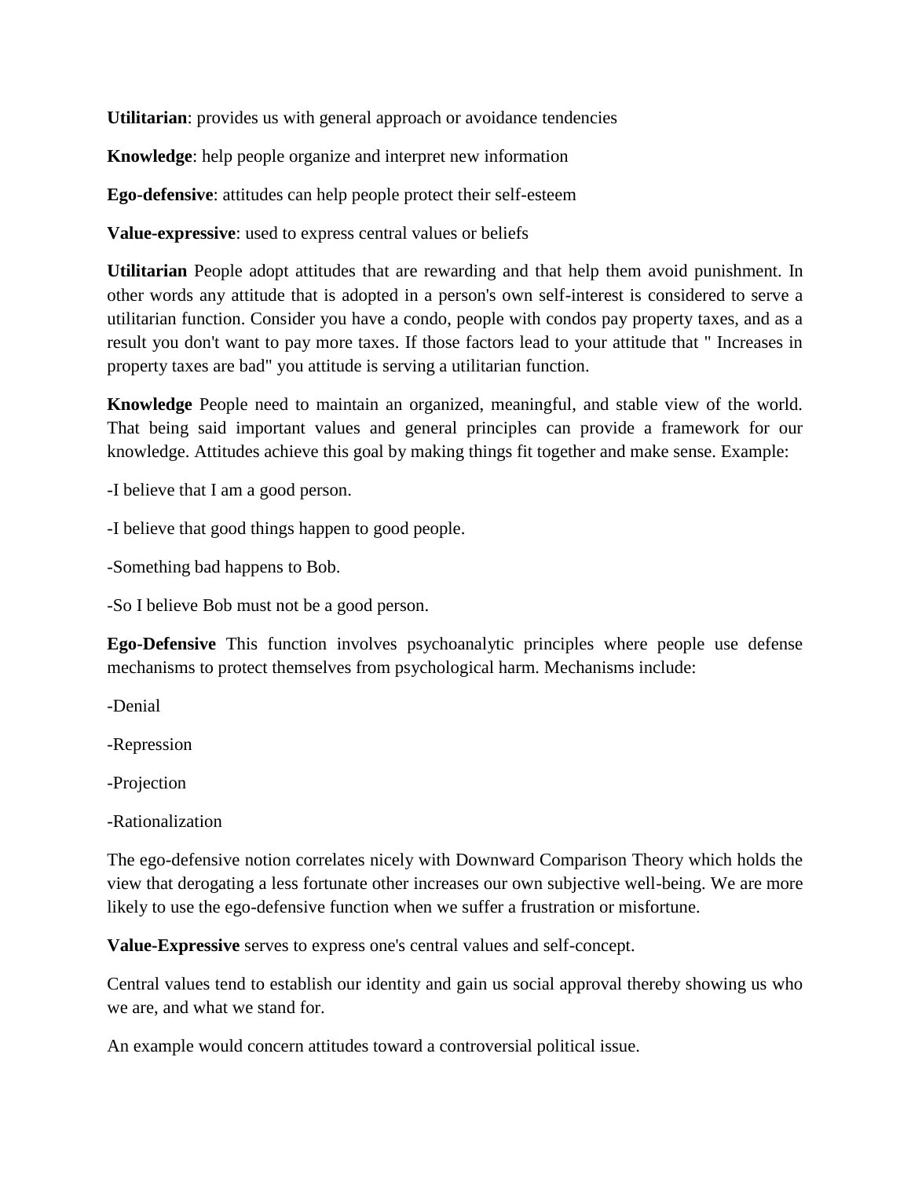**Utilitarian**: provides us with general approach or avoidance tendencies

**Knowledge**: help people organize and interpret new information

**Ego-defensive**: attitudes can help people protect their self-esteem

**Value-expressive**: used to express central values or beliefs

**Utilitarian** People adopt attitudes that are rewarding and that help them avoid punishment. In other words any attitude that is adopted in a person's own self-interest is considered to serve a utilitarian function. Consider you have a condo, people with condos pay property taxes, and as a result you don't want to pay more taxes. If those factors lead to your attitude that " Increases in property taxes are bad" you attitude is serving a utilitarian function.

**Knowledge** People need to maintain an organized, meaningful, and stable view of the world. That being said important values and general principles can provide a framework for our knowledge. Attitudes achieve this goal by making things fit together and make sense. Example:

-I believe that I am a good person.

-I believe that good things happen to good people.

-Something bad happens to Bob.

-So I believe Bob must not be a good person.

**Ego-Defensive** This function involves psychoanalytic principles where people use defense mechanisms to protect themselves from psychological harm. Mechanisms include:

-Denial

-Repression

-Projection

-Rationalization

The ego-defensive notion correlates nicely with Downward Comparison Theory which holds the view that derogating a less fortunate other increases our own subjective well-being. We are more likely to use the ego-defensive function when we suffer a frustration or misfortune.

**Value-Expressive** serves to express one's central values and self-concept.

Central values tend to establish our identity and gain us social approval thereby showing us who we are, and what we stand for.

An example would concern attitudes toward a controversial political issue.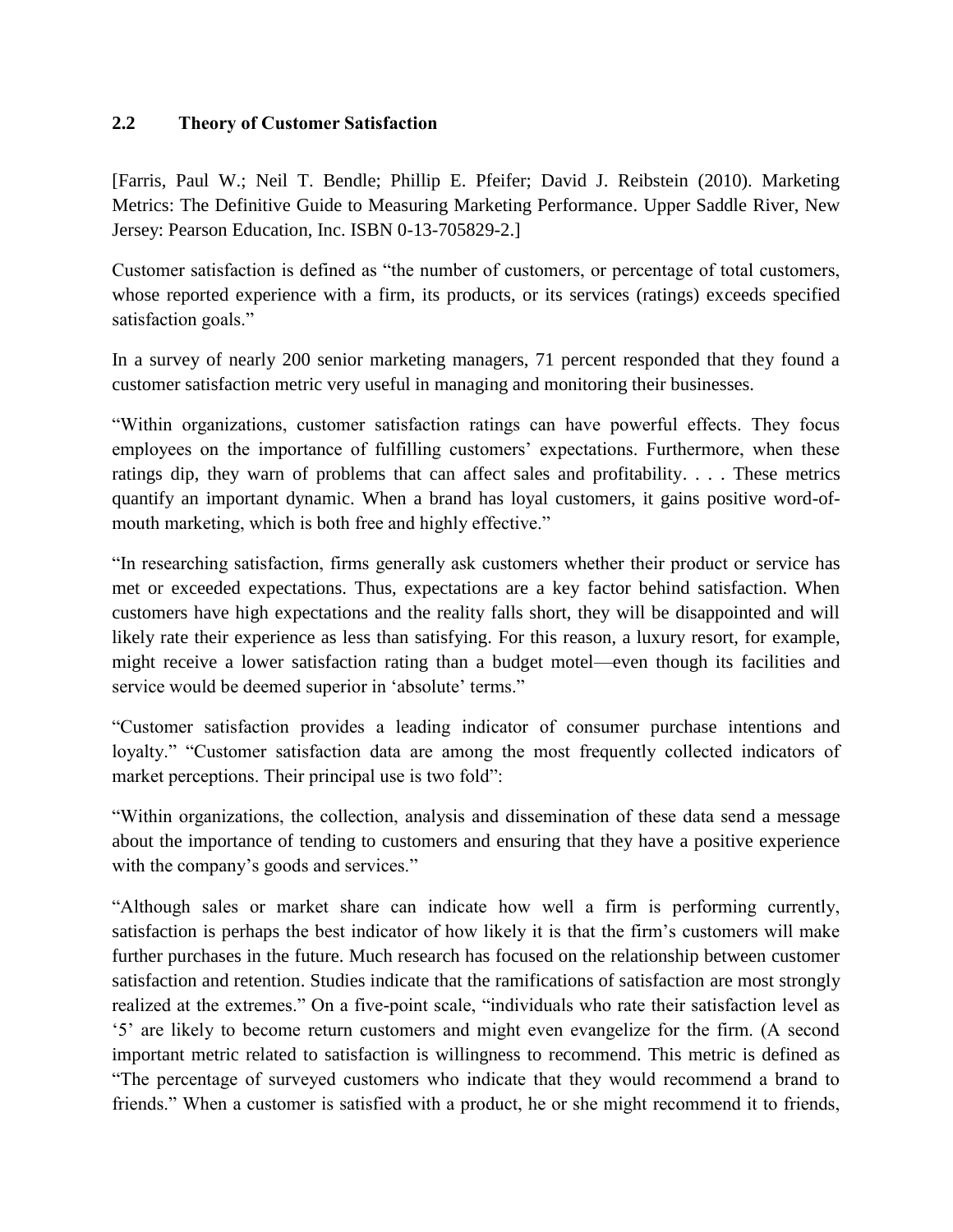## 2.2 Theory of Customer Satisfaction

[Farris, Paul W.; Neil T. Bendle; Phillip E. Pfeifer; David J. Reibstein (2010). Marketing Metrics: The Definitive Guide to Measuring Marketing Performance. Upper Saddle River, New Jersey: Pearson Education, Inc. ISBN 0-13-705829-2.]

Customer satisfaction is defined as "the number of customers, or percentage of total customers, whose reported experience with a firm, its products, or its services (ratings) exceeds specified satisfaction goals."

In a survey of nearly 200 senior marketing managers, 71 percent responded that they found a customer satisfaction metric very useful in managing and monitoring their businesses.

"Within organizations, customer satisfaction ratings can have powerful effects. They focus employees on the importance of fulfilling customers' expectations. Furthermore, when these ratings dip, they warn of problems that can affect sales and profitability. . . . These metrics quantify an important dynamic. When a brand has loyal customers, it gains positive word-of-mouth marketing, which is both free and highly effective."

"In researching satisfaction, firms generally ask customers whether their product or service has met or exceeded expectations. Thus, expectations are a key factor behind satisfaction. When customers have high expectations and the reality falls short, they will be disappointed and will likely rate their experience as less than satisfying. For this reason, a luxury resort, for example, might receive a lower satisfaction rating than a budget motel—even though its facilities and service would be deemed superior in 'absolute' terms."

"Customer satisfaction provides a leading indicator of consumer purchase intentions and loyalty." "Customer satisfaction data are among the most frequently collected indicators of market perceptions. Their principal use is two fold":

"Within organizations, the collection, analysis and dissemination of these data send a message about the importance of tending to customers and ensuring that they have a positive experience with the company's goods and services."

"Although sales or market share can indicate how well a firm is performing currently, satisfaction is perhaps the best indicator of how likely it is that the firm's customers will make further purchases in the future. Much research has focused on the relationship between customer satisfaction and retention. Studies indicate that the ramifications of satisfaction are most strongly realized at the extremes." On a five-point scale, "individuals who rate their satisfaction level as '5' are likely to become return customers and might even evangelize for the firm. (A second important metric related to satisfaction is willingness to recommend. This metric is defined as "The percentage of surveyed customers who indicate that they would recommend a brand to friends." When a customer is satisfied with a product, he or she might recommend it to friends,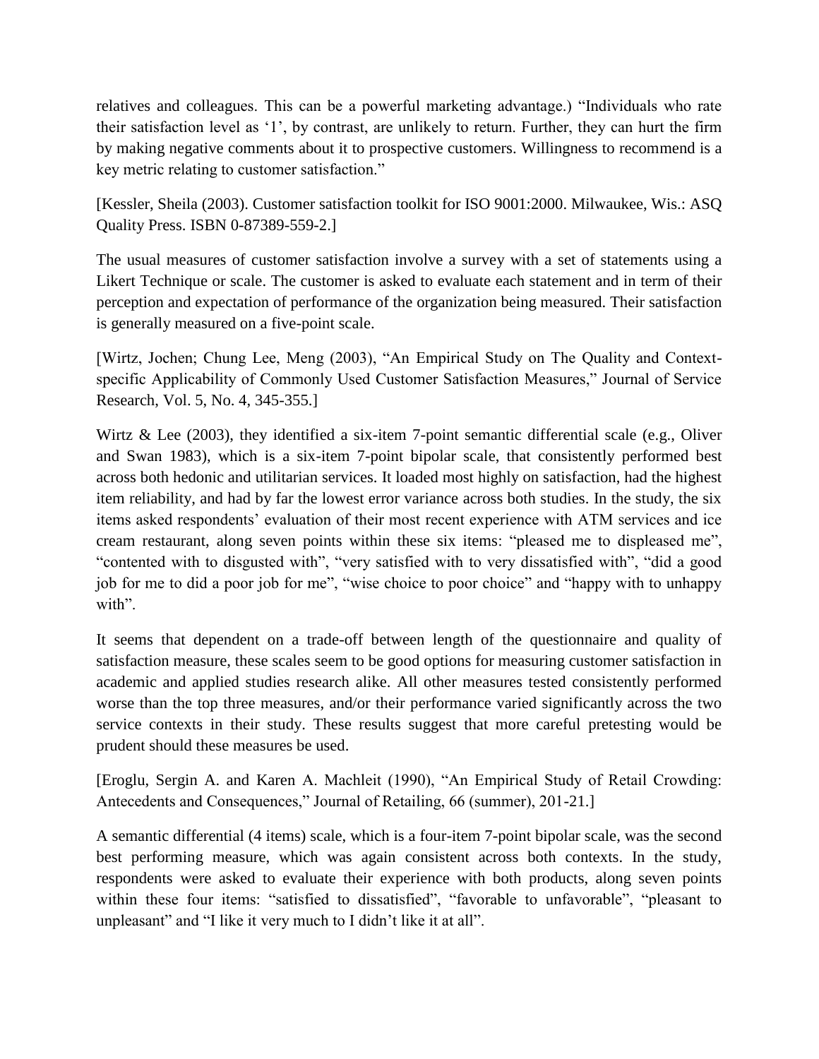relatives and colleagues. This can be a powerful marketing advantage.) "Individuals who rate their satisfaction level as '1', by contrast, are unlikely to return. Further, they can hurt the firm by making negative comments about it to prospective customers. Willingness to recommend is a key metric relating to customer satisfaction."

[Kessler, Sheila (2003). Customer satisfaction toolkit for ISO 9001:2000. Milwaukee, Wis.: ASQ Quality Press. ISBN 0-87389-559-2.]

The usual measures of customer satisfaction involve a survey with a set of statements using a Likert Technique or scale. The customer is asked to evaluate each statement and in term of their perception and expectation of performance of the organization being measured. Their satisfaction is generally measured on a five-point scale.

[Wirtz, Jochen; Chung Lee, Meng (2003), "An Empirical Study on The Quality and Context-specific Applicability of Commonly Used Customer Satisfaction Measures," Journal of Service Research, Vol. 5, No. 4, 345-355.]

Wirtz & Lee (2003), they identified a six-item 7-point semantic differential scale (e.g., Oliver and Swan 1983), which is a six-item 7-point bipolar scale, that consistently performed best across both hedonic and utilitarian services. It loaded most highly on satisfaction, had the highest item reliability, and had by far the lowest error variance across both studies. In the study, the six items asked respondents' evaluation of their most recent experience with ATM services and ice cream restaurant, along seven points within these six items: "pleased me to displeased me", "contented with to disgusted with", "very satisfied with to very dissatisfied with", "did a good job for me to did a poor job for me", "wise choice to poor choice" and "happy with to unhappy with".

It seems that dependent on a trade-off between length of the questionnaire and quality of satisfaction measure, these scales seem to be good options for measuring customer satisfaction in academic and applied studies research alike. All other measures tested consistently performed worse than the top three measures, and/or their performance varied significantly across the two service contexts in their study. These results suggest that more careful pretesting would be prudent should these measures be used.

[Eroglu, Sergin A. and Karen A. Machleit (1990), "An Empirical Study of Retail Crowding: Antecedents and Consequences," Journal of Retailing, 66 (summer), 201-21.]

A semantic differential (4 items) scale, which is a four-item 7-point bipolar scale, was the second best performing measure, which was again consistent across both contexts. In the study, respondents were asked to evaluate their experience with both products, along seven points within these four items: "satisfied to dissatisfied", "favorable to unfavorable", "pleasant to unpleasant" and "I like it very much to I didn't like it at all".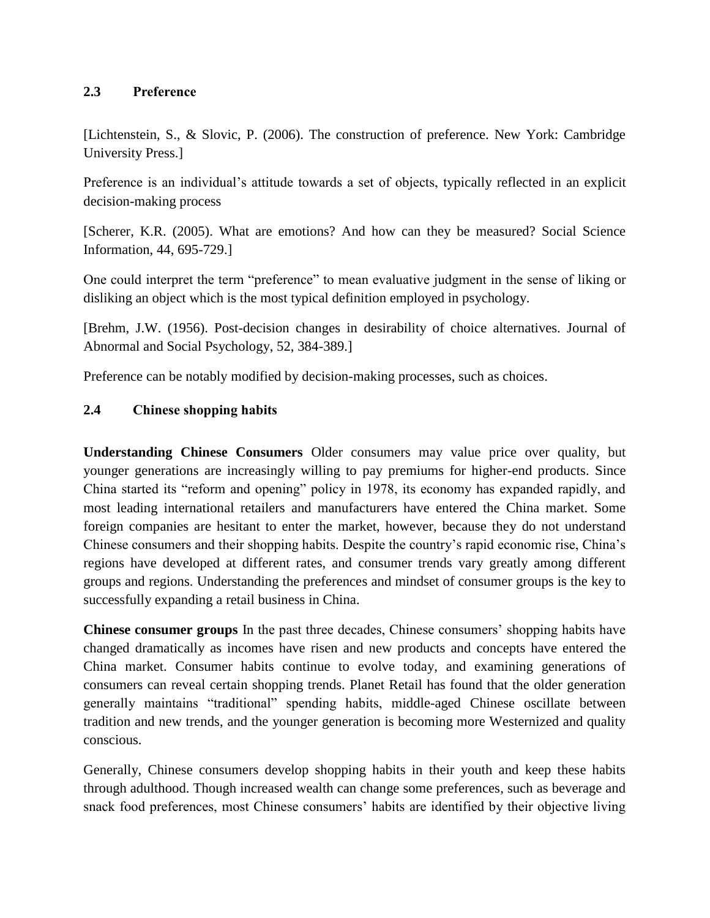## 2.3 Preference

[Lichtenstein, S., & Slovic, P. (2006). The construction of preference. New York: Cambridge University Press.]

Preference is an individual's attitude towards a set of objects, typically reflected in an explicit decision-making process

[Scherer, K.R. (2005). What are emotions? And how can they be measured? Social Science Information, 44, 695-729.]

One could interpret the term "preference" to mean evaluative judgment in the sense of liking or disliking an object which is the most typical definition employed in psychology.

[Brehm, J.W. (1956). Post-decision changes in desirability of choice alternatives. Journal of Abnormal and Social Psychology, 52, 384-389.]

Preference can be notably modified by decision-making processes, such as choices.

## 2.4 Chinese shopping habits

**Understanding Chinese Consumers** Older consumers may value price over quality, but younger generations are increasingly willing to pay premiums for higher-end products. Since China started its "reform and opening" policy in 1978, its economy has expanded rapidly, and most leading international retailers and manufacturers have entered the China market. Some foreign companies are hesitant to enter the market, however, because they do not understand Chinese consumers and their shopping habits. Despite the country's rapid economic rise, China's regions have developed at different rates, and consumer trends vary greatly among different groups and regions. Understanding the preferences and mindset of consumer groups is the key to successfully expanding a retail business in China.

**Chinese consumer groups** In the past three decades, Chinese consumers' shopping habits have changed dramatically as incomes have risen and new products and concepts have entered the China market. Consumer habits continue to evolve today, and examining generations of consumers can reveal certain shopping trends. Planet Retail has found that the older generation generally maintains "traditional" spending habits, middle-aged Chinese oscillate between tradition and new trends, and the younger generation is becoming more Westernized and quality conscious.

Generally, Chinese consumers develop shopping habits in their youth and keep these habits through adulthood. Though increased wealth can change some preferences, such as beverage and snack food preferences, most Chinese consumers' habits are identified by their objective living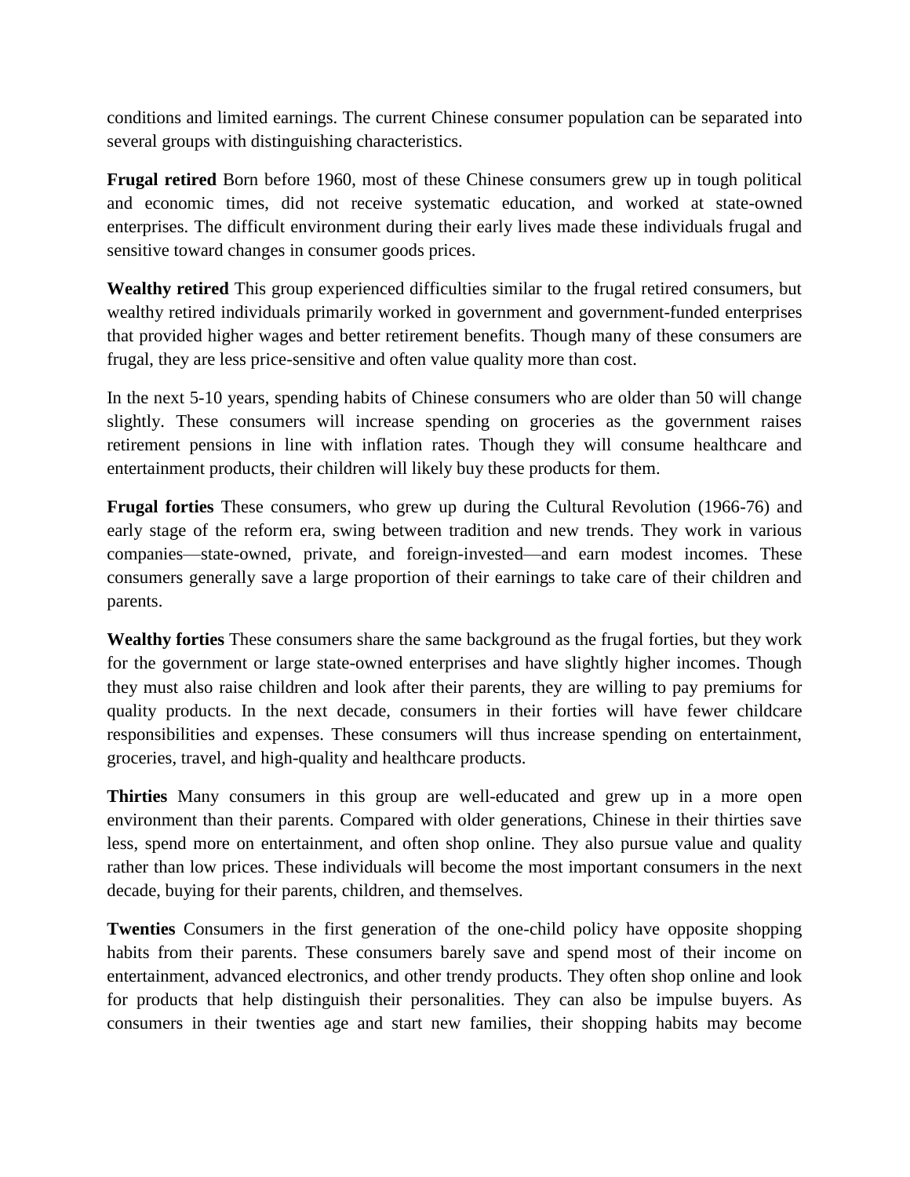conditions and limited earnings. The current Chinese consumer population can be separated into several groups with distinguishing characteristics.

**Frugal retired** Born before 1960, most of these Chinese consumers grew up in tough political and economic times, did not receive systematic education, and worked at state-owned enterprises. The difficult environment during their early lives made these individuals frugal and sensitive toward changes in consumer goods prices.

**Wealthy retired** This group experienced difficulties similar to the frugal retired consumers, but wealthy retired individuals primarily worked in government and government-funded enterprises that provided higher wages and better retirement benefits. Though many of these consumers are frugal, they are less price-sensitive and often value quality more than cost.

In the next 5-10 years, spending habits of Chinese consumers who are older than 50 will change slightly. These consumers will increase spending on groceries as the government raises retirement pensions in line with inflation rates. Though they will consume healthcare and entertainment products, their children will likely buy these products for them.

**Frugal forties** These consumers, who grew up during the Cultural Revolution (1966-76) and early stage of the reform era, swing between tradition and new trends. They work in various companies—state-owned, private, and foreign-invested—and earn modest incomes. These consumers generally save a large proportion of their earnings to take care of their children and parents.

**Wealthy forties** These consumers share the same background as the frugal forties, but they work for the government or large state-owned enterprises and have slightly higher incomes. Though they must also raise children and look after their parents, they are willing to pay premiums for quality products. In the next decade, consumers in their forties will have fewer childcare responsibilities and expenses. These consumers will thus increase spending on entertainment, groceries, travel, and high-quality and healthcare products.

**Thirties** Many consumers in this group are well-educated and grew up in a more open environment than their parents. Compared with older generations, Chinese in their thirties save less, spend more on entertainment, and often shop online. They also pursue value and quality rather than low prices. These individuals will become the most important consumers in the next decade, buying for their parents, children, and themselves.

**Twenties** Consumers in the first generation of the one-child policy have opposite shopping habits from their parents. These consumers barely save and spend most of their income on entertainment, advanced electronics, and other trendy products. They often shop online and look for products that help distinguish their personalities. They can also be impulse buyers. As consumers in their twenties age and start new families, their shopping habits may become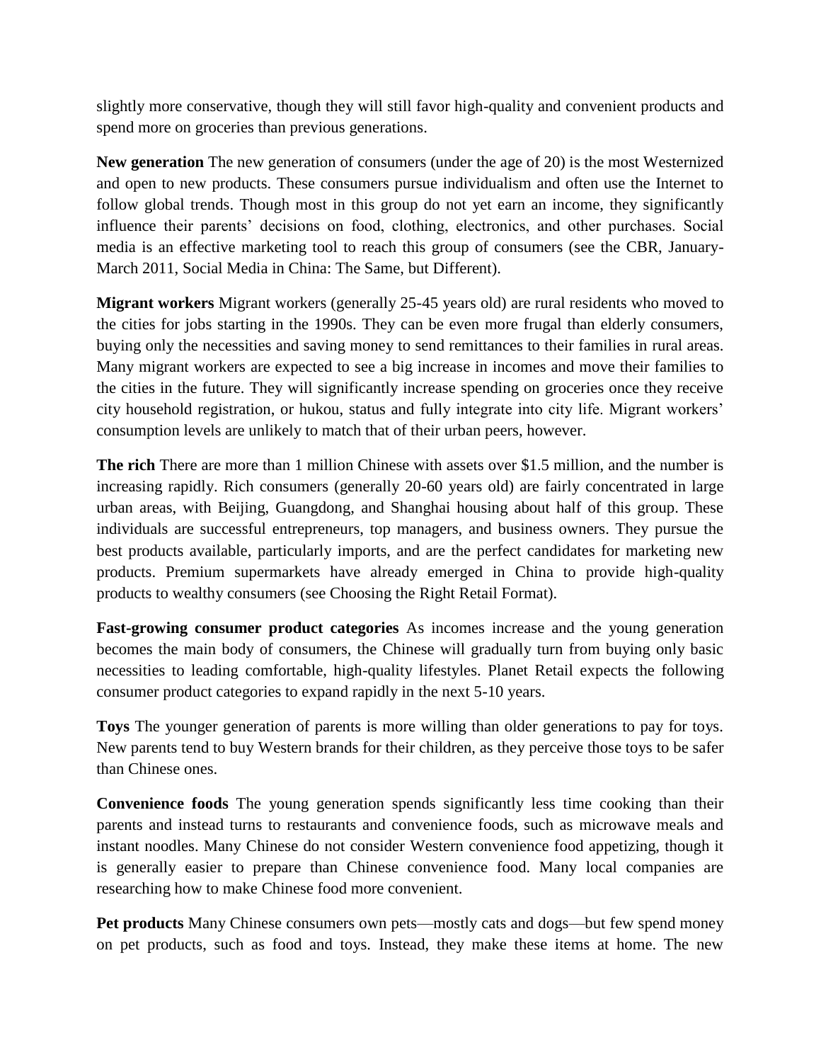slightly more conservative, though they will still favor high-quality and convenient products and spend more on groceries than previous generations.

**New generation** The new generation of consumers (under the age of 20) is the most Westernized and open to new products. These consumers pursue individualism and often use the Internet to follow global trends. Though most in this group do not yet earn an income, they significantly influence their parents' decisions on food, clothing, electronics, and other purchases. Social media is an effective marketing tool to reach this group of consumers (see the CBR, January-March 2011, Social Media in China: The Same, but Different).

**Migrant workers** Migrant workers (generally 25-45 years old) are rural residents who moved to the cities for jobs starting in the 1990s. They can be even more frugal than elderly consumers, buying only the necessities and saving money to send remittances to their families in rural areas. Many migrant workers are expected to see a big increase in incomes and move their families to the cities in the future. They will significantly increase spending on groceries once they receive city household registration, or hukou, status and fully integrate into city life. Migrant workers' consumption levels are unlikely to match that of their urban peers, however.

**The rich** There are more than 1 million Chinese with assets over $1.5 million, and the number is increasing rapidly. Rich consumers (generally 20-60 years old) are fairly concentrated in large urban areas, with Beijing, Guangdong, and Shanghai housing about half of this group. These individuals are successful entrepreneurs, top managers, and business owners. They pursue the best products available, particularly imports, and are the perfect candidates for marketing new products. Premium supermarkets have already emerged in China to provide high-quality products to wealthy consumers (see Choosing the Right Retail Format).

**Fast-growing consumer product categories** As incomes increase and the young generation becomes the main body of consumers, the Chinese will gradually turn from buying only basic necessities to leading comfortable, high-quality lifestyles. Planet Retail expects the following consumer product categories to expand rapidly in the next 5-10 years.

**Toys** The younger generation of parents is more willing than older generations to pay for toys. New parents tend to buy Western brands for their children, as they perceive those toys to be safer than Chinese ones.

**Convenience foods** The young generation spends significantly less time cooking than their parents and instead turns to restaurants and convenience foods, such as microwave meals and instant noodles. Many Chinese do not consider Western convenience food appetizing, though it is generally easier to prepare than Chinese convenience food. Many local companies are researching how to make Chinese food more convenient.

**Pet products** Many Chinese consumers own pets—mostly cats and dogs—but few spend money on pet products, such as food and toys. Instead, they make these items at home. The new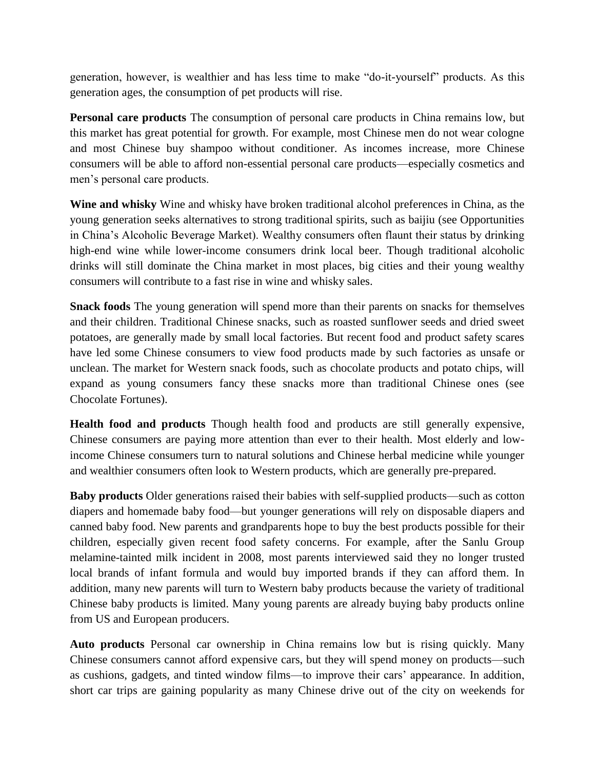generation, however, is wealthier and has less time to make "do-it-yourself" products. As this generation ages, the consumption of pet products will rise.

**Personal care products** The consumption of personal care products in China remains low, but this market has great potential for growth. For example, most Chinese men do not wear cologne and most Chinese buy shampoo without conditioner. As incomes increase, more Chinese consumers will be able to afford non-essential personal care products—especially cosmetics and men's personal care products.

**Wine and whisky** Wine and whisky have broken traditional alcohol preferences in China, as the young generation seeks alternatives to strong traditional spirits, such as baijiu (see Opportunities in China's Alcoholic Beverage Market). Wealthy consumers often flaunt their status by drinking high-end wine while lower-income consumers drink local beer. Though traditional alcoholic drinks will still dominate the China market in most places, big cities and their young wealthy consumers will contribute to a fast rise in wine and whisky sales.

**Snack foods** The young generation will spend more than their parents on snacks for themselves and their children. Traditional Chinese snacks, such as roasted sunflower seeds and dried sweet potatoes, are generally made by small local factories. But recent food and product safety scares have led some Chinese consumers to view food products made by such factories as unsafe or unclean. The market for Western snack foods, such as chocolate products and potato chips, will expand as young consumers fancy these snacks more than traditional Chinese ones (see Chocolate Fortunes).

**Health food and products** Though health food and products are still generally expensive, Chinese consumers are paying more attention than ever to their health. Most elderly and low-income Chinese consumers turn to natural solutions and Chinese herbal medicine while younger and wealthier consumers often look to Western products, which are generally pre-prepared.

**Baby products** Older generations raised their babies with self-supplied products—such as cotton diapers and homemade baby food—but younger generations will rely on disposable diapers and canned baby food. New parents and grandparents hope to buy the best products possible for their children, especially given recent food safety concerns. For example, after the Sanlu Group melamine-tainted milk incident in 2008, most parents interviewed said they no longer trusted local brands of infant formula and would buy imported brands if they can afford them. In addition, many new parents will turn to Western baby products because the variety of traditional Chinese baby products is limited. Many young parents are already buying baby products online from US and European producers.

**Auto products** Personal car ownership in China remains low but is rising quickly. Many Chinese consumers cannot afford expensive cars, but they will spend money on products—such as cushions, gadgets, and tinted window films—to improve their cars' appearance. In addition, short car trips are gaining popularity as many Chinese drive out of the city on weekends for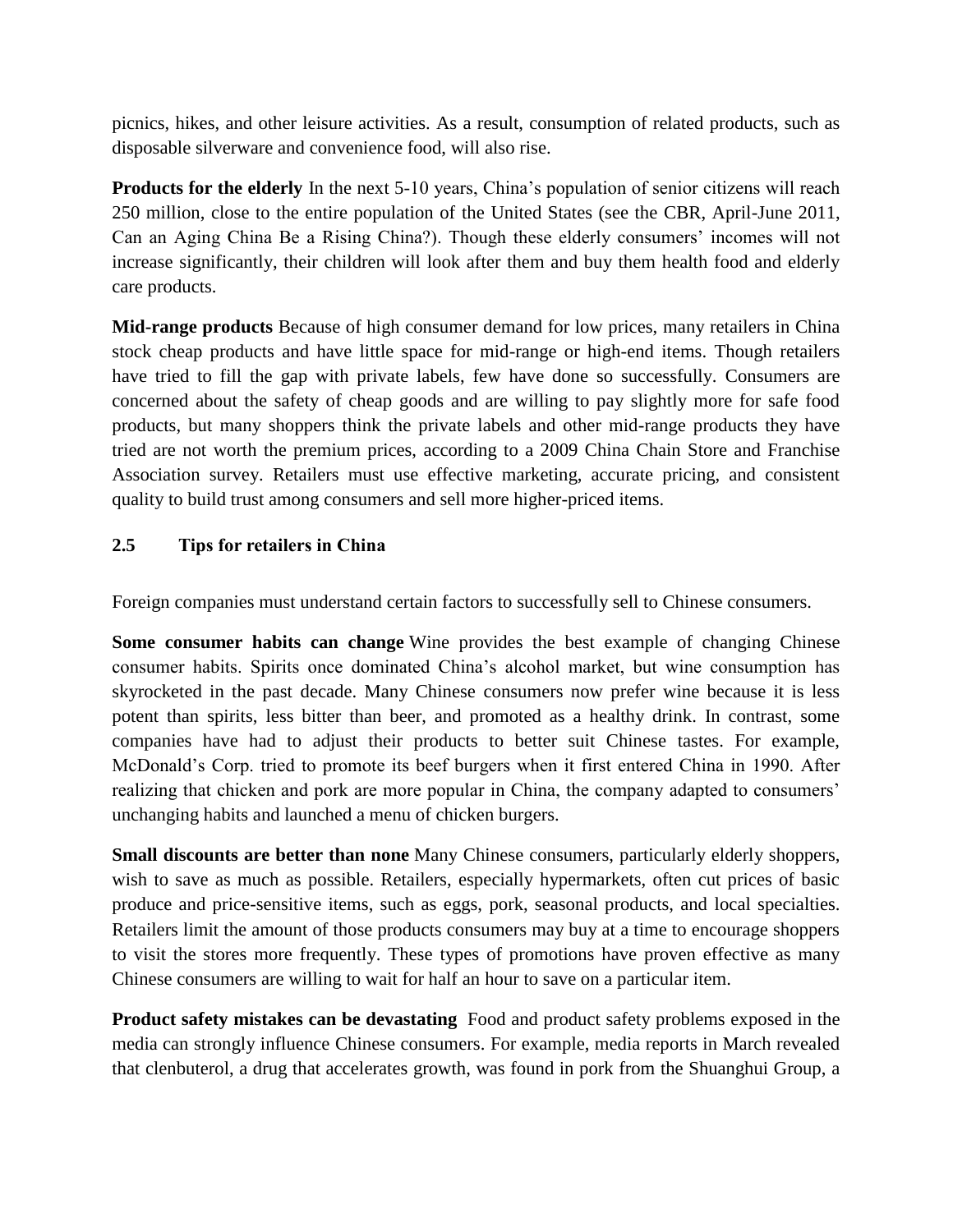picnics, hikes, and other leisure activities. As a result, consumption of related products, such as disposable silverware and convenience food, will also rise.

**Products for the elderly** In the next 5-10 years, China's population of senior citizens will reach 250 million, close to the entire population of the United States (see the CBR, April-June 2011, Can an Aging China Be a Rising China?). Though these elderly consumers' incomes will not increase significantly, their children will look after them and buy them health food and elderly care products.

**Mid-range products** Because of high consumer demand for low prices, many retailers in China stock cheap products and have little space for mid-range or high-end items. Though retailers have tried to fill the gap with private labels, few have done so successfully. Consumers are concerned about the safety of cheap goods and are willing to pay slightly more for safe food products, but many shoppers think the private labels and other mid-range products they have tried are not worth the premium prices, according to a 2009 China Chain Store and Franchise Association survey. Retailers must use effective marketing, accurate pricing, and consistent quality to build trust among consumers and sell more higher-priced items.

### 2.5 Tips for retailers in China

Foreign companies must understand certain factors to successfully sell to Chinese consumers.

**Some consumer habits can change** Wine provides the best example of changing Chinese consumer habits. Spirits once dominated China's alcohol market, but wine consumption has skyrocketed in the past decade. Many Chinese consumers now prefer wine because it is less potent than spirits, less bitter than beer, and promoted as a healthy drink. In contrast, some companies have had to adjust their products to better suit Chinese tastes. For example, McDonald's Corp. tried to promote its beef burgers when it first entered China in 1990. After realizing that chicken and pork are more popular in China, the company adapted to consumers' unchanging habits and launched a menu of chicken burgers.

**Small discounts are better than none** Many Chinese consumers, particularly elderly shoppers, wish to save as much as possible. Retailers, especially hypermarkets, often cut prices of basic produce and price-sensitive items, such as eggs, pork, seasonal products, and local specialties. Retailers limit the amount of those products consumers may buy at a time to encourage shoppers to visit the stores more frequently. These types of promotions have proven effective as many Chinese consumers are willing to wait for half an hour to save on a particular item.

**Product safety mistakes can be devastating** Food and product safety problems exposed in the media can strongly influence Chinese consumers. For example, media reports in March revealed that clenbuterol, a drug that accelerates growth, was found in pork from the Shuanghui Group, a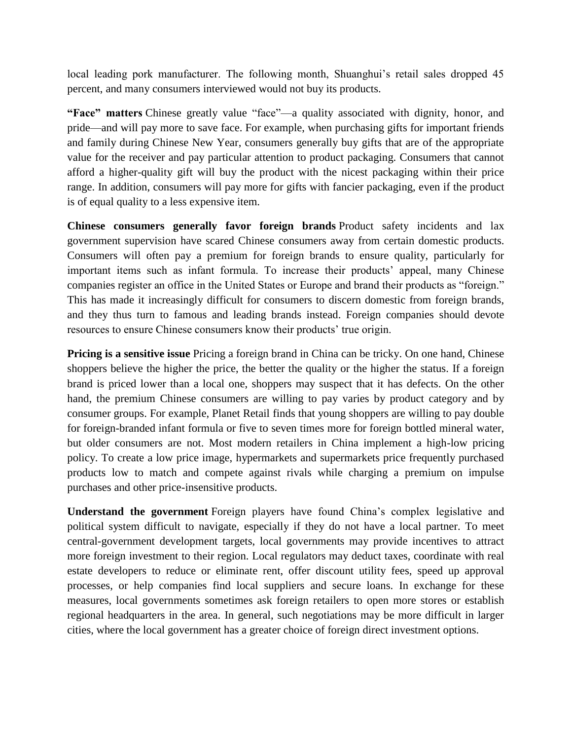local leading pork manufacturer. The following month, Shuanghui's retail sales dropped 45 percent, and many consumers interviewed would not buy its products.

**"Face" matters** Chinese greatly value "face"—a quality associated with dignity, honor, and pride—and will pay more to save face. For example, when purchasing gifts for important friends and family during Chinese New Year, consumers generally buy gifts that are of the appropriate value for the receiver and pay particular attention to product packaging. Consumers that cannot afford a higher-quality gift will buy the product with the nicest packaging within their price range. In addition, consumers will pay more for gifts with fancier packaging, even if the product is of equal quality to a less expensive item.

**Chinese consumers generally favor foreign brands** Product safety incidents and lax government supervision have scared Chinese consumers away from certain domestic products. Consumers will often pay a premium for foreign brands to ensure quality, particularly for important items such as infant formula. To increase their products' appeal, many Chinese companies register an office in the United States or Europe and brand their products as "foreign." This has made it increasingly difficult for consumers to discern domestic from foreign brands, and they thus turn to famous and leading brands instead. Foreign companies should devote resources to ensure Chinese consumers know their products' true origin.

**Pricing is a sensitive issue** Pricing a foreign brand in China can be tricky. On one hand, Chinese shoppers believe the higher the price, the better the quality or the higher the status. If a foreign brand is priced lower than a local one, shoppers may suspect that it has defects. On the other hand, the premium Chinese consumers are willing to pay varies by product category and by consumer groups. For example, Planet Retail finds that young shoppers are willing to pay double for foreign-branded infant formula or five to seven times more for foreign bottled mineral water, but older consumers are not. Most modern retailers in China implement a high-low pricing policy. To create a low price image, hypermarkets and supermarkets price frequently purchased products low to match and compete against rivals while charging a premium on impulse purchases and other price-insensitive products.

**Understand the government** Foreign players have found China's complex legislative and political system difficult to navigate, especially if they do not have a local partner. To meet central-government development targets, local governments may provide incentives to attract more foreign investment to their region. Local regulators may deduct taxes, coordinate with real estate developers to reduce or eliminate rent, offer discount utility fees, speed up approval processes, or help companies find local suppliers and secure loans. In exchange for these measures, local governments sometimes ask foreign retailers to open more stores or establish regional headquarters in the area. In general, such negotiations may be more difficult in larger cities, where the local government has a greater choice of foreign direct investment options.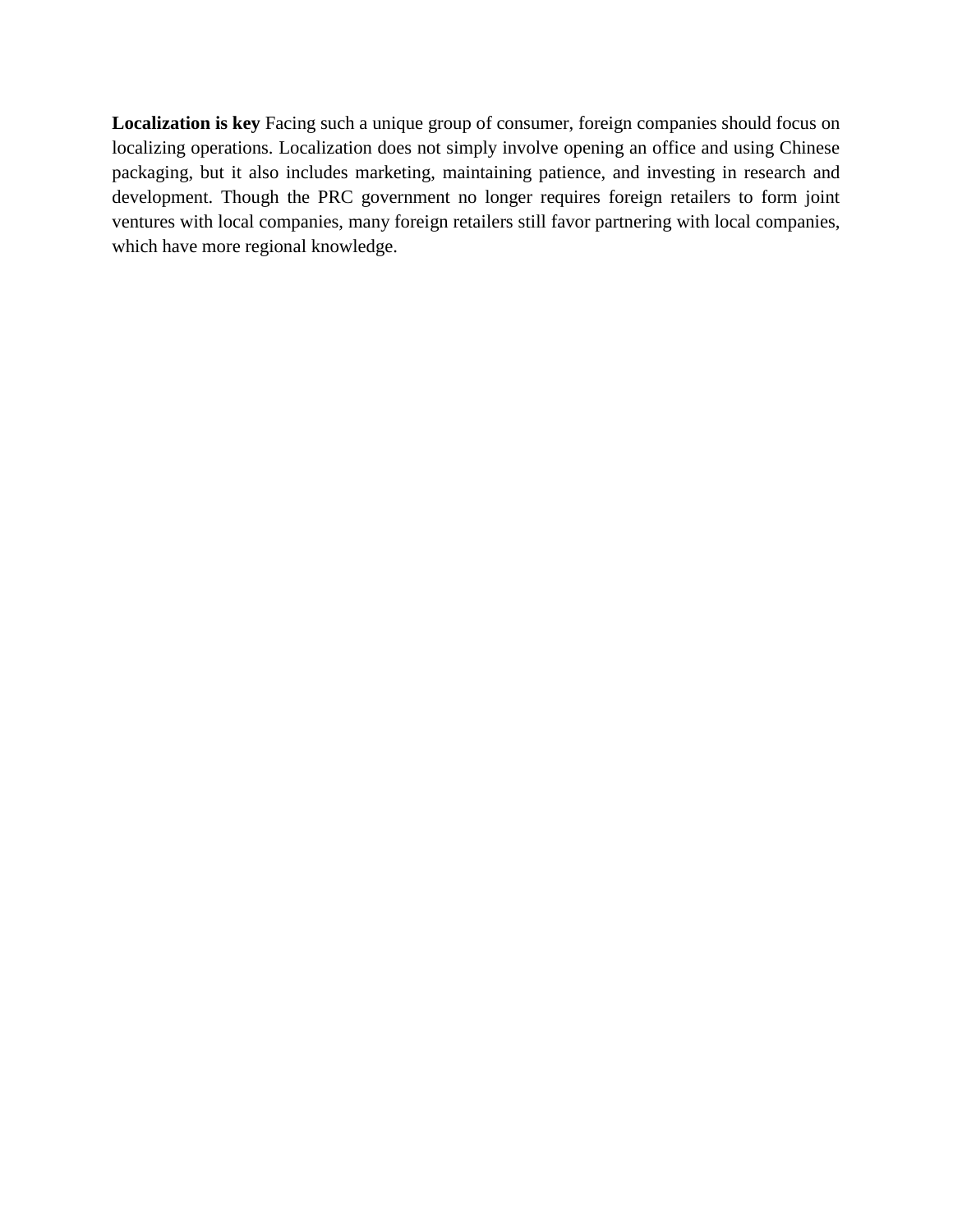**Localization is key** Facing such a unique group of consumer, foreign companies should focus on localizing operations. Localization does not simply involve opening an office and using Chinese packaging, but it also includes marketing, maintaining patience, and investing in research and development. Though the PRC government no longer requires foreign retailers to form joint ventures with local companies, many foreign retailers still favor partnering with local companies, which have more regional knowledge.